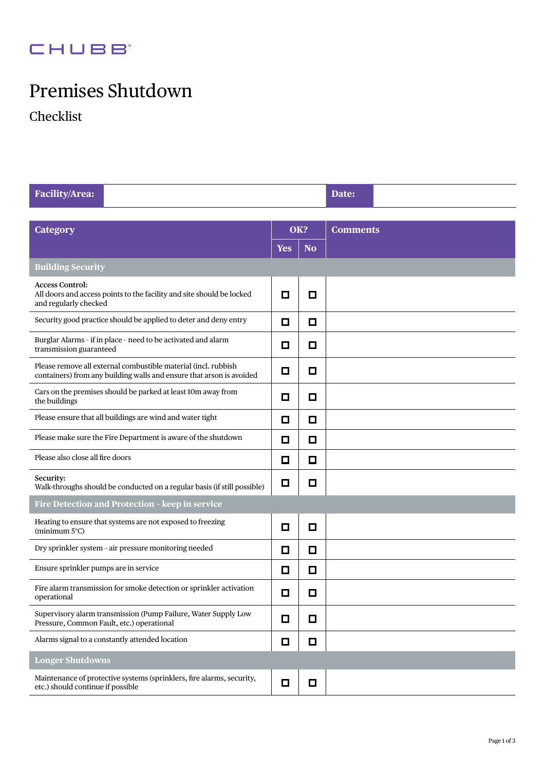CHUBB

# Premises Shutdown

## Checklist

| Facility/Area: | | Date: | |
|---|---|---|---|

| Category | OK? | | Comments |
|---|---|---|---|
| | Yes | No | |
| **Building Security** | | | |
| **Access Control:** All doors and access points to the facility and site should be locked and regularly checked | ☐ | ☐ | |
| Security good practice should be applied to deter and deny entry | ☐ | ☐ | |
| Burglar Alarms - if in place - need to be activated and alarm transmission guaranteed | ☐ | ☐ | |
| Please remove all external combustible material (incl. rubbish containers) from any building walls and ensure that arson is avoided | ☐ | ☐ | |
| Cars on the premises should be parked at least 10m away from the buildings | ☐ | ☐ | |
| Please ensure that all buildings are wind and water tight | ☐ | ☐ | |
| Please make sure the Fire Department is aware of the shutdown | ☐ | ☐ | |
| Please also close all fire doors | ☐ | ☐ | |
| **Security:** Walk-throughs should be conducted on a regular basis (if still possible) | ☐ | ☐ | |
| **Fire Detection and Protection - keep in service** | | | |
| Heating to ensure that systems are not exposed to freezing (minimum 5°C) | ☐ | ☐ | |
| Dry sprinkler system - air pressure monitoring needed | ☐ | ☐ | |
| Ensure sprinkler pumps are in service | ☐ | ☐ | |
| Fire alarm transmission for smoke detection or sprinkler activation operational | ☐ | ☐ | |
| Supervisory alarm transmission (Pump Failure, Water Supply Low Pressure, Common Fault, etc.) operational | ☐ | ☐ | |
| Alarms signal to a constantly attended location | ☐ | ☐ | |
| **Longer Shutdowns** | | | |
| Maintenance of protective systems (sprinklers, fire alarms, security, etc.) should continue if possible | ☐ | ☐ | |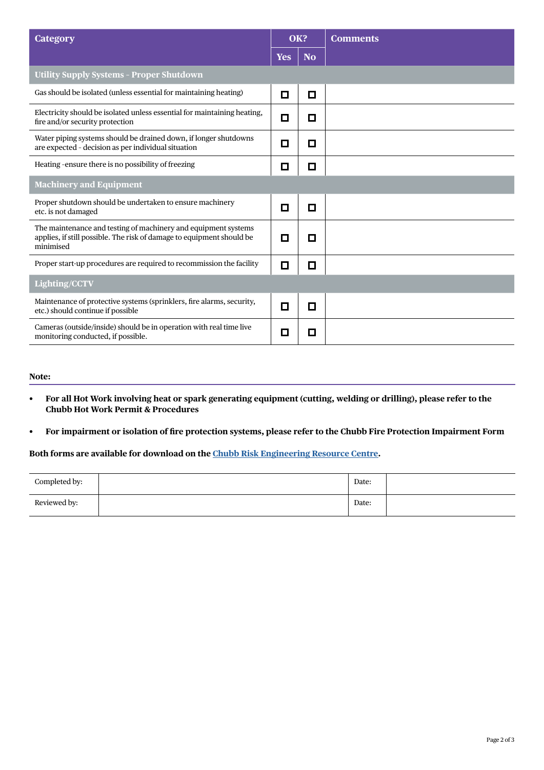| Category | OK? | | Comments |
|---|---|---|---|
| | Yes | No | |
| **Utility Supply Systems - Proper Shutdown** | | | |
| Gas should be isolated (unless essential for maintaining heating) | ☐ | ☐ | |
| Electricity should be isolated unless essential for maintaining heating, fire and/or security protection | ☐ | ☐ | |
| Water piping systems should be drained down, if longer shutdowns are expected - decision as per individual situation | ☐ | ☐ | |
| Heating -ensure there is no possibility of freezing | ☐ | ☐ | |
| **Machinery and Equipment** | | | |
| Proper shutdown should be undertaken to ensure machinery etc. is not damaged | ☐ | ☐ | |
| The maintenance and testing of machinery and equipment systems applies, if still possible. The risk of damage to equipment should be minimised | ☐ | ☐ | |
| Proper start-up procedures are required to recommission the facility | ☐ | ☐ | |
| **Lighting/CCTV** | | | |
| Maintenance of protective systems (sprinklers, fire alarms, security, etc.) should continue if possible | ☐ | ☐ | |
| Cameras (outside/inside) should be in operation with real time live monitoring conducted, if possible. | ☐ | ☐ | |

**Note:**

- **For all Hot Work involving heat or spark generating equipment (cutting, welding or drilling), please refer to the Chubb Hot Work Permit & Procedures**
- **For impairment or isolation of fire protection systems, please refer to the Chubb Fire Protection Impairment Form**

**Both forms are available for download on the Chubb Risk Engineering Resource Centre.**

| Completed by: | | Date: | |
|---|---|---|---|
| Reviewed by: | | Date: | |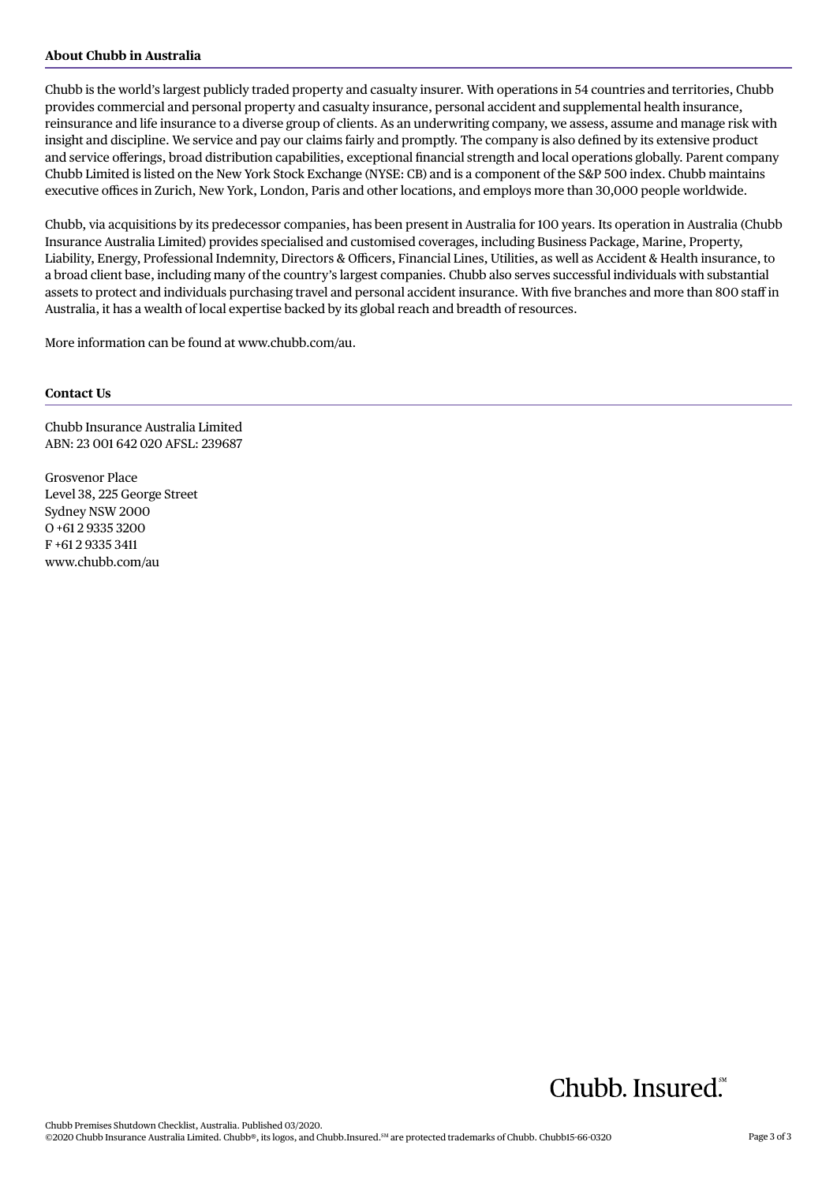## About Chubb in Australia

Chubb is the world's largest publicly traded property and casualty insurer. With operations in 54 countries and territories, Chubb provides commercial and personal property and casualty insurance, personal accident and supplemental health insurance, reinsurance and life insurance to a diverse group of clients. As an underwriting company, we assess, assume and manage risk with insight and discipline. We service and pay our claims fairly and promptly. The company is also defined by its extensive product and service offerings, broad distribution capabilities, exceptional financial strength and local operations globally. Parent company Chubb Limited is listed on the New York Stock Exchange (NYSE: CB) and is a component of the S&P 500 index. Chubb maintains executive offices in Zurich, New York, London, Paris and other locations, and employs more than 30,000 people worldwide.

Chubb, via acquisitions by its predecessor companies, has been present in Australia for 100 years. Its operation in Australia (Chubb Insurance Australia Limited) provides specialised and customised coverages, including Business Package, Marine, Property, Liability, Energy, Professional Indemnity, Directors & Officers, Financial Lines, Utilities, as well as Accident & Health insurance, to a broad client base, including many of the country's largest companies. Chubb also serves successful individuals with substantial assets to protect and individuals purchasing travel and personal accident insurance. With five branches and more than 800 staff in Australia, it has a wealth of local expertise backed by its global reach and breadth of resources.

More information can be found at www.chubb.com/au.

## Contact Us

Chubb Insurance Australia Limited
ABN: 23 001 642 020 AFSL: 239687

Grosvenor Place
Level 38, 225 George Street
Sydney NSW 2000
O +61 2 9335 3200
F +61 2 9335 3411
www.chubb.com/au

Chubb. Insured.℠

Chubb Premises Shutdown Checklist, Australia. Published 03/2020.
©2020 Chubb Insurance Australia Limited. Chubb®, its logos, and Chubb.Insured.℠ are protected trademarks of Chubb. Chubb15-66-0320